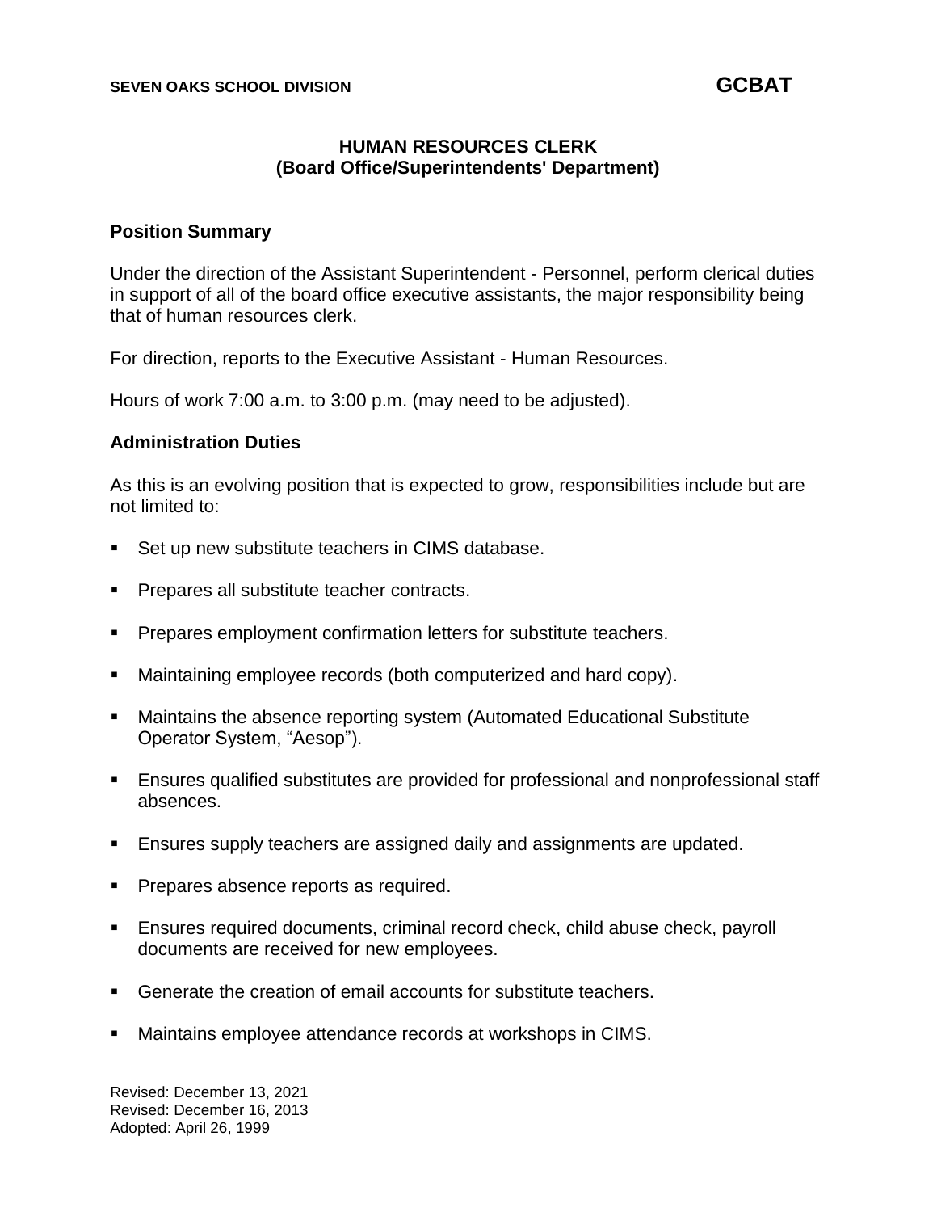**SEVEN OAKS SCHOOL DIVISION** **GCBAT**

# HUMAN RESOURCES CLERK
## (Board Office/Superintendents' Department)

### Position Summary

Under the direction of the Assistant Superintendent - Personnel, perform clerical duties in support of all of the board office executive assistants, the major responsibility being that of human resources clerk.

For direction, reports to the Executive Assistant - Human Resources.

Hours of work 7:00 a.m. to 3:00 p.m. (may need to be adjusted).

### Administration Duties

As this is an evolving position that is expected to grow, responsibilities include but are not limited to:

- Set up new substitute teachers in CIMS database.
- Prepares all substitute teacher contracts.
- Prepares employment confirmation letters for substitute teachers.
- Maintaining employee records (both computerized and hard copy).
- Maintains the absence reporting system (Automated Educational Substitute Operator System, "Aesop").
- Ensures qualified substitutes are provided for professional and nonprofessional staff absences.
- Ensures supply teachers are assigned daily and assignments are updated.
- Prepares absence reports as required.
- Ensures required documents, criminal record check, child abuse check, payroll documents are received for new employees.
- Generate the creation of email accounts for substitute teachers.
- Maintains employee attendance records at workshops in CIMS.

Revised: December 13, 2021
Revised: December 16, 2013
Adopted: April 26, 1999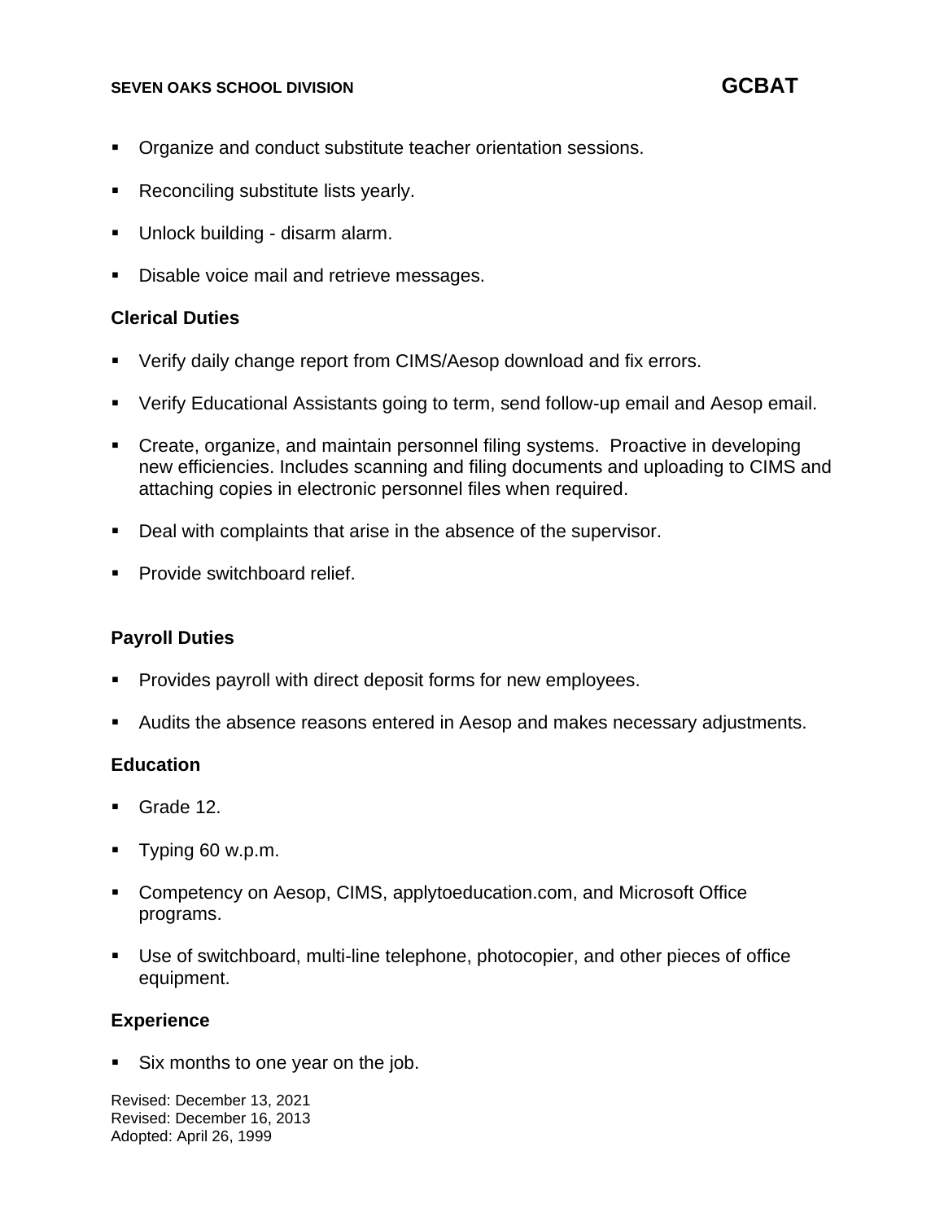- Organize and conduct substitute teacher orientation sessions.
- Reconciling substitute lists yearly.
- Unlock building - disarm alarm.
- Disable voice mail and retrieve messages.

**Clerical Duties**

- Verify daily change report from CIMS/Aesop download and fix errors.
- Verify Educational Assistants going to term, send follow-up email and Aesop email.
- Create, organize, and maintain personnel filing systems. Proactive in developing new efficiencies. Includes scanning and filing documents and uploading to CIMS and attaching copies in electronic personnel files when required.
- Deal with complaints that arise in the absence of the supervisor.
- Provide switchboard relief.

**Payroll Duties**

- Provides payroll with direct deposit forms for new employees.
- Audits the absence reasons entered in Aesop and makes necessary adjustments.

**Education**

- Grade 12.
- Typing 60 w.p.m.
- Competency on Aesop, CIMS, applytoeducation.com, and Microsoft Office programs.
- Use of switchboard, multi-line telephone, photocopier, and other pieces of office equipment.

**Experience**

- Six months to one year on the job.

Revised: December 13, 2021
Revised: December 16, 2013
Adopted: April 26, 1999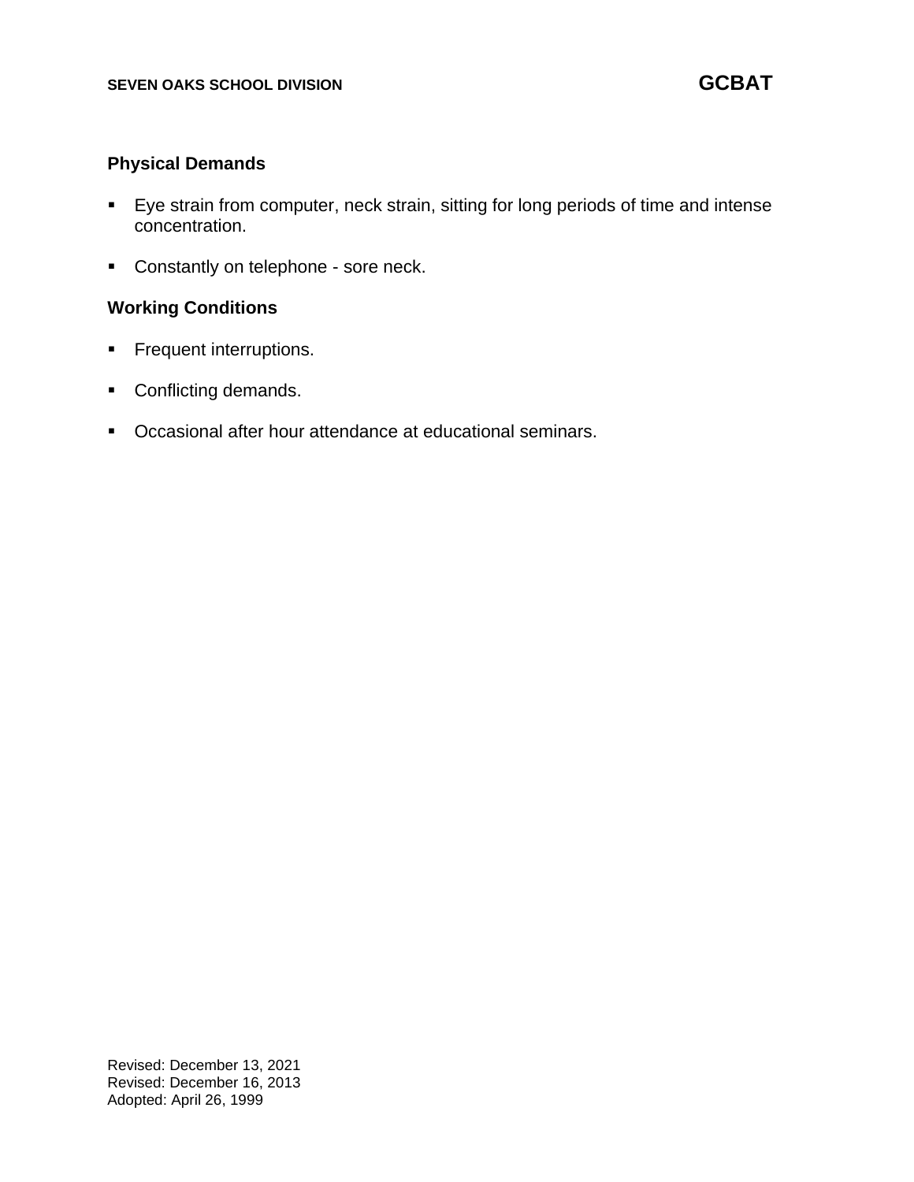**Physical Demands**

- Eye strain from computer, neck strain, sitting for long periods of time and intense concentration.
- Constantly on telephone - sore neck.

**Working Conditions**

- Frequent interruptions.
- Conflicting demands.
- Occasional after hour attendance at educational seminars.

Revised: December 13, 2021
Revised: December 16, 2013
Adopted: April 26, 1999